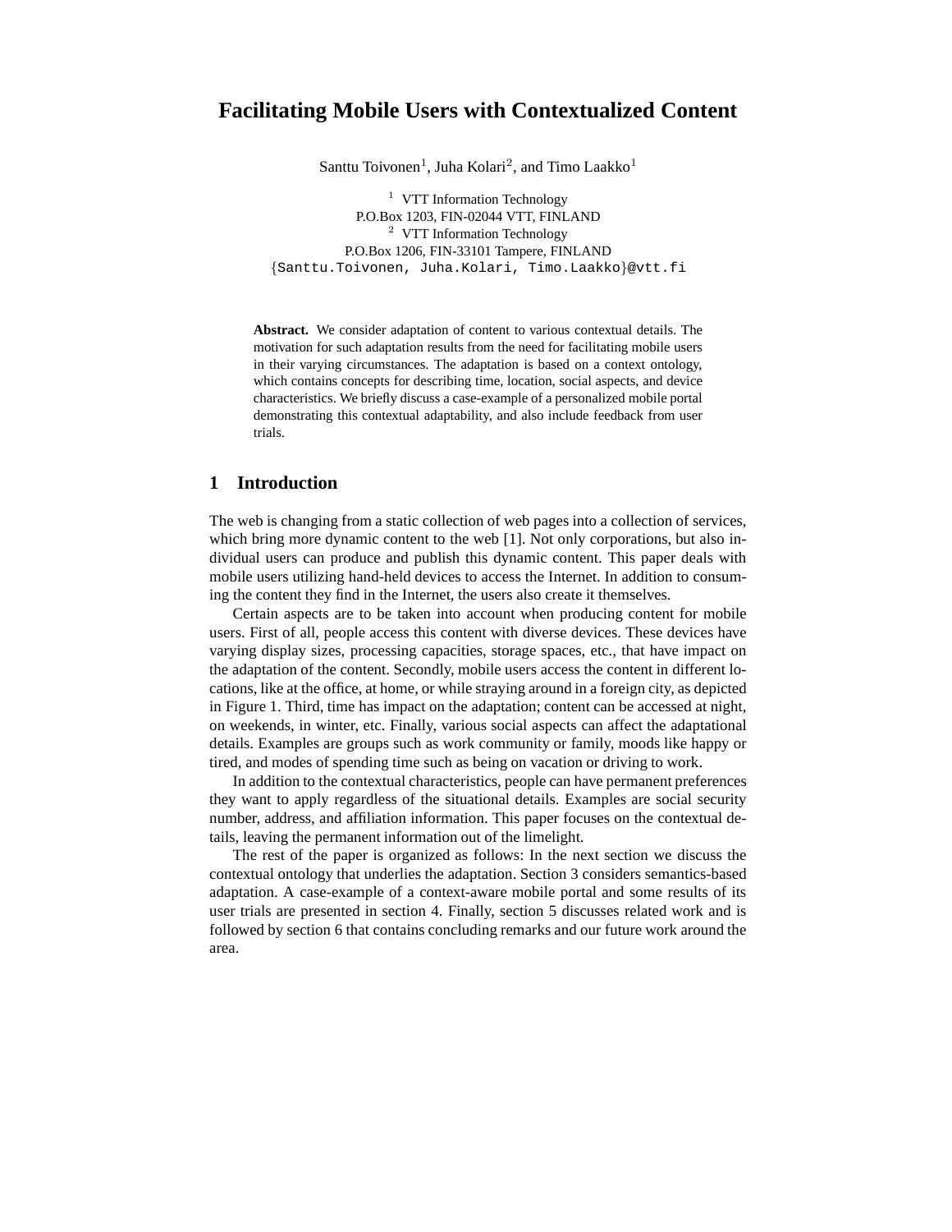# Facilitating Mobile Users with Contextualized Content

Santtu Toivonen[1], Juha Kolari[2], and Timo Laakko[1]

[1] VTT Information Technology
P.O.Box 1203, FIN-02044 VTT, FINLAND
[2] VTT Information Technology
P.O.Box 1206, FIN-33101 Tampere, FINLAND
{Santtu.Toivonen, Juha.Kolari, Timo.Laakko}@vtt.fi

**Abstract.** We consider adaptation of content to various contextual details. The motivation for such adaptation results from the need for facilitating mobile users in their varying circumstances. The adaptation is based on a context ontology, which contains concepts for describing time, location, social aspects, and device characteristics. We briefly discuss a case-example of a personalized mobile portal demonstrating this contextual adaptability, and also include feedback from user trials.

## 1 Introduction

The web is changing from a static collection of web pages into a collection of services, which bring more dynamic content to the web [1]. Not only corporations, but also individual users can produce and publish this dynamic content. This paper deals with mobile users utilizing hand-held devices to access the Internet. In addition to consuming the content they find in the Internet, the users also create it themselves.

Certain aspects are to be taken into account when producing content for mobile users. First of all, people access this content with diverse devices. These devices have varying display sizes, processing capacities, storage spaces, etc., that have impact on the adaptation of the content. Secondly, mobile users access the content in different locations, like at the office, at home, or while straying around in a foreign city, as depicted in Figure 1. Third, time has impact on the adaptation; content can be accessed at night, on weekends, in winter, etc. Finally, various social aspects can affect the adaptational details. Examples are groups such as work community or family, moods like happy or tired, and modes of spending time such as being on vacation or driving to work.

In addition to the contextual characteristics, people can have permanent preferences they want to apply regardless of the situational details. Examples are social security number, address, and affiliation information. This paper focuses on the contextual details, leaving the permanent information out of the limelight.

The rest of the paper is organized as follows: In the next section we discuss the contextual ontology that underlies the adaptation. Section 3 considers semantics-based adaptation. A case-example of a context-aware mobile portal and some results of its user trials are presented in section 4. Finally, section 5 discusses related work and is followed by section 6 that contains concluding remarks and our future work around the area.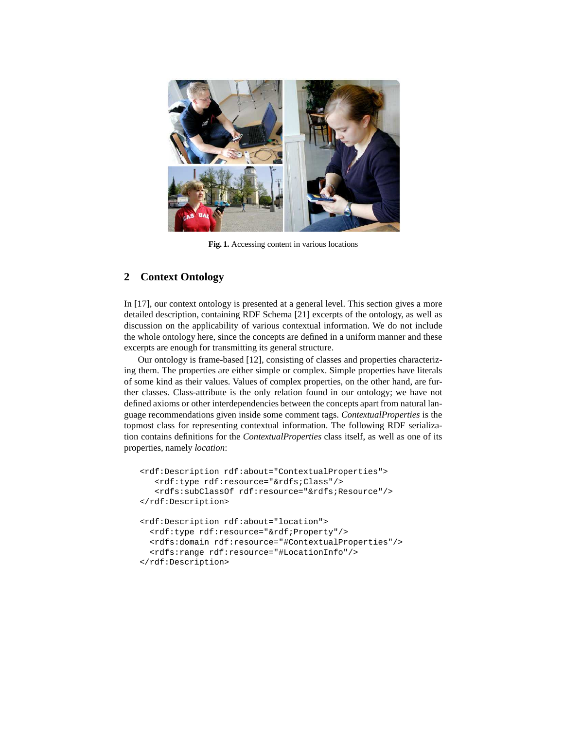Fig. 1. Accessing content in various locations

## 2 Context Ontology

In [17], our context ontology is presented at a general level. This section gives a more detailed description, containing RDF Schema [21] excerpts of the ontology, as well as discussion on the applicability of various contextual information. We do not include the whole ontology here, since the concepts are defined in a uniform manner and these excerpts are enough for transmitting its general structure.

Our ontology is frame-based [12], consisting of classes and properties characterizing them. The properties are either simple or complex. Simple properties have literals of some kind as their values. Values of complex properties, on the other hand, are further classes. Class-attribute is the only relation found in our ontology; we have not defined axioms or other interdependencies between the concepts apart from natural language recommendations given inside some comment tags. *ContextualProperties* is the topmost class for representing contextual information. The following RDF serialization contains definitions for the *ContextualProperties* class itself, as well as one of its properties, namely *location*:

```
<rdf:Description rdf:about="ContextualProperties">
   <rdf:type rdf:resource="&rdfs;Class"/>
   <rdfs:subClassOf rdf:resource="&rdfs;Resource"/>
</rdf:Description>

<rdf:Description rdf:about="location">
  <rdf:type rdf:resource="&rdf;Property"/>
  <rdfs:domain rdf:resource="#ContextualProperties"/>
  <rdfs:range rdf:resource="#LocationInfo"/>
</rdf:Description>
```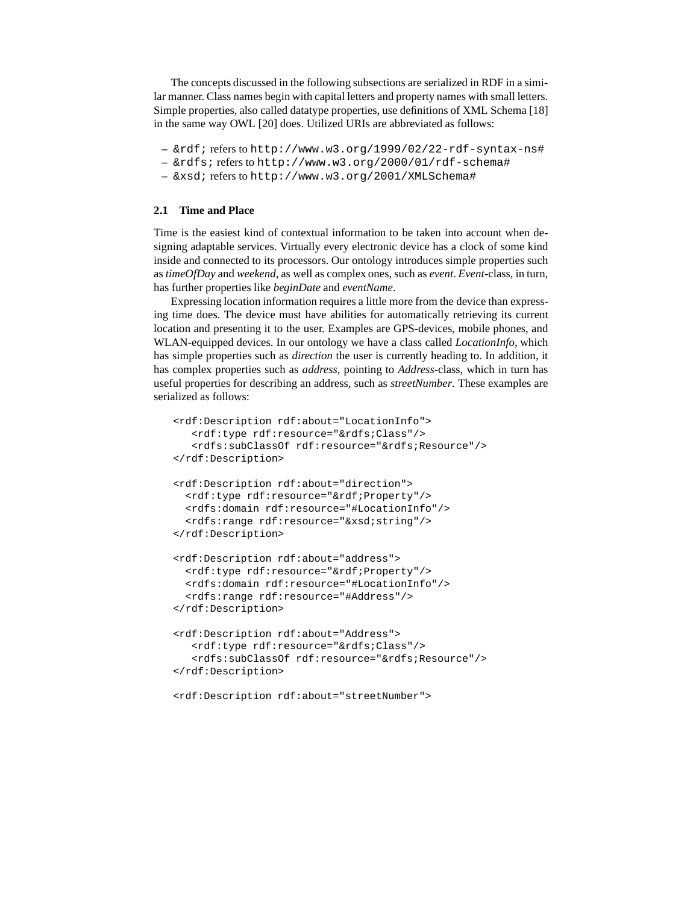The concepts discussed in the following subsections are serialized in RDF in a similar manner. Class names begin with capital letters and property names with small letters. Simple properties, also called datatype properties, use definitions of XML Schema [18] in the same way OWL [20] does. Utilized URIs are abbreviated as follows:

- `&rdf;` refers to `http://www.w3.org/1999/02/22-rdf-syntax-ns#`
- `&rdfs;` refers to `http://www.w3.org/2000/01/rdf-schema#`
- `&xsd;` refers to `http://www.w3.org/2001/XMLSchema#`

### 2.1 Time and Place

Time is the easiest kind of contextual information to be taken into account when designing adaptable services. Virtually every electronic device has a clock of some kind inside and connected to its processors. Our ontology introduces simple properties such as *timeOfDay* and *weekend*, as well as complex ones, such as *event*. *Event*-class, in turn, has further properties like *beginDate* and *eventName*.

Expressing location information requires a little more from the device than expressing time does. The device must have abilities for automatically retrieving its current location and presenting it to the user. Examples are GPS-devices, mobile phones, and WLAN-equipped devices. In our ontology we have a class called *LocationInfo*, which has simple properties such as *direction* the user is currently heading to. In addition, it has complex properties such as *address*, pointing to *Address*-class, which in turn has useful properties for describing an address, such as *streetNumber*. These examples are serialized as follows:

```
<rdf:Description rdf:about="LocationInfo">
   <rdf:type rdf:resource="&rdfs;Class"/>
   <rdfs:subClassOf rdf:resource="&rdfs;Resource"/>
</rdf:Description>

<rdf:Description rdf:about="direction">
  <rdf:type rdf:resource="&rdf;Property"/>
  <rdfs:domain rdf:resource="#LocationInfo"/>
  <rdfs:range rdf:resource="&xsd;string"/>
</rdf:Description>

<rdf:Description rdf:about="address">
  <rdf:type rdf:resource="&rdf;Property"/>
  <rdfs:domain rdf:resource="#LocationInfo"/>
  <rdfs:range rdf:resource="#Address"/>
</rdf:Description>

<rdf:Description rdf:about="Address">
   <rdf:type rdf:resource="&rdfs;Class"/>
   <rdfs:subClassOf rdf:resource="&rdfs;Resource"/>
</rdf:Description>

<rdf:Description rdf:about="streetNumber">
```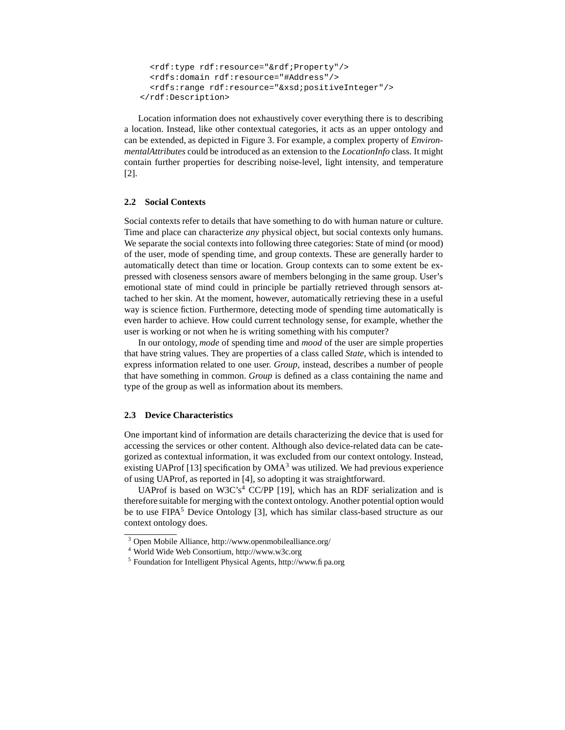```
    <rdf:type rdf:resource="&rdf;Property"/>
    <rdfs:domain rdf:resource="#Address"/>
    <rdfs:range rdf:resource="&xsd;positiveInteger"/>
  </rdf:Description>
```

Location information does not exhaustively cover everything there is to describing a location. Instead, like other contextual categories, it acts as an upper ontology and can be extended, as depicted in Figure 3. For example, a complex property of *EnvironmentalAttributes* could be introduced as an extension to the *LocationInfo* class. It might contain further properties for describing noise-level, light intensity, and temperature [2].

### 2.2 Social Contexts

Social contexts refer to details that have something to do with human nature or culture. Time and place can characterize *any* physical object, but social contexts only humans. We separate the social contexts into following three categories: State of mind (or mood) of the user, mode of spending time, and group contexts. These are generally harder to automatically detect than time or location. Group contexts can to some extent be expressed with closeness sensors aware of members belonging in the same group. User's emotional state of mind could in principle be partially retrieved through sensors attached to her skin. At the moment, however, automatically retrieving these in a useful way is science fiction. Furthermore, detecting mode of spending time automatically is even harder to achieve. How could current technology sense, for example, whether the user is working or not when he is writing something with his computer?

In our ontology, *mode* of spending time and *mood* of the user are simple properties that have string values. They are properties of a class called *State*, which is intended to express information related to one user. *Group*, instead, describes a number of people that have something in common. *Group* is defined as a class containing the name and type of the group as well as information about its members.

### 2.3 Device Characteristics

One important kind of information are details characterizing the device that is used for accessing the services or other content. Although also device-related data can be categorized as contextual information, it was excluded from our context ontology. Instead, existing UAProf [13] specification by OMA[3] was utilized. We had previous experience of using UAProf, as reported in [4], so adopting it was straightforward.

UAProf is based on W3C's[4] CC/PP [19], which has an RDF serialization and is therefore suitable for merging with the context ontology. Another potential option would be to use FIPA[5] Device Ontology [3], which has similar class-based structure as our context ontology does.

---

[3] Open Mobile Alliance, http://www.openmobilealliance.org/

[4] World Wide Web Consortium, http://www.w3c.org

[5] Foundation for Intelligent Physical Agents, http://www.fipa.org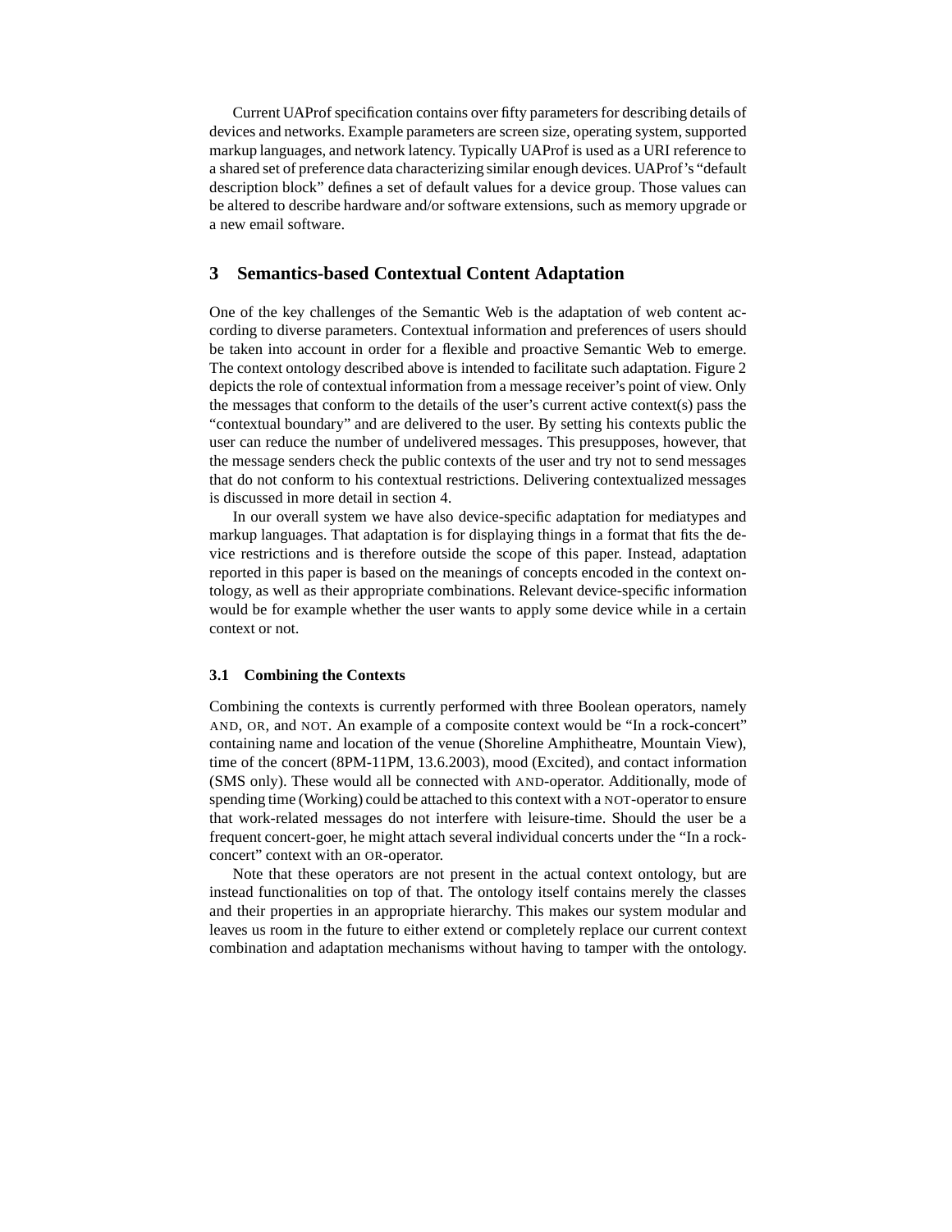Current UAProf specification contains over fifty parameters for describing details of devices and networks. Example parameters are screen size, operating system, supported markup languages, and network latency. Typically UAProf is used as a URI reference to a shared set of preference data characterizing similar enough devices. UAProf's "default description block" defines a set of default values for a device group. Those values can be altered to describe hardware and/or software extensions, such as memory upgrade or a new email software.

## 3 Semantics-based Contextual Content Adaptation

One of the key challenges of the Semantic Web is the adaptation of web content according to diverse parameters. Contextual information and preferences of users should be taken into account in order for a flexible and proactive Semantic Web to emerge. The context ontology described above is intended to facilitate such adaptation. Figure 2 depicts the role of contextual information from a message receiver's point of view. Only the messages that conform to the details of the user's current active context(s) pass the "contextual boundary" and are delivered to the user. By setting his contexts public the user can reduce the number of undelivered messages. This presupposes, however, that the message senders check the public contexts of the user and try not to send messages that do not conform to his contextual restrictions. Delivering contextualized messages is discussed in more detail in section 4.

In our overall system we have also device-specific adaptation for mediatypes and markup languages. That adaptation is for displaying things in a format that fits the device restrictions and is therefore outside the scope of this paper. Instead, adaptation reported in this paper is based on the meanings of concepts encoded in the context ontology, as well as their appropriate combinations. Relevant device-specific information would be for example whether the user wants to apply some device while in a certain context or not.

### 3.1 Combining the Contexts

Combining the contexts is currently performed with three Boolean operators, namely AND, OR, and NOT. An example of a composite context would be "In a rock-concert" containing name and location of the venue (Shoreline Amphitheatre, Mountain View), time of the concert (8PM-11PM, 13.6.2003), mood (Excited), and contact information (SMS only). These would all be connected with AND-operator. Additionally, mode of spending time (Working) could be attached to this context with a NOT-operator to ensure that work-related messages do not interfere with leisure-time. Should the user be a frequent concert-goer, he might attach several individual concerts under the "In a rock-concert" context with an OR-operator.

Note that these operators are not present in the actual context ontology, but are instead functionalities on top of that. The ontology itself contains merely the classes and their properties in an appropriate hierarchy. This makes our system modular and leaves us room in the future to either extend or completely replace our current context combination and adaptation mechanisms without having to tamper with the ontology.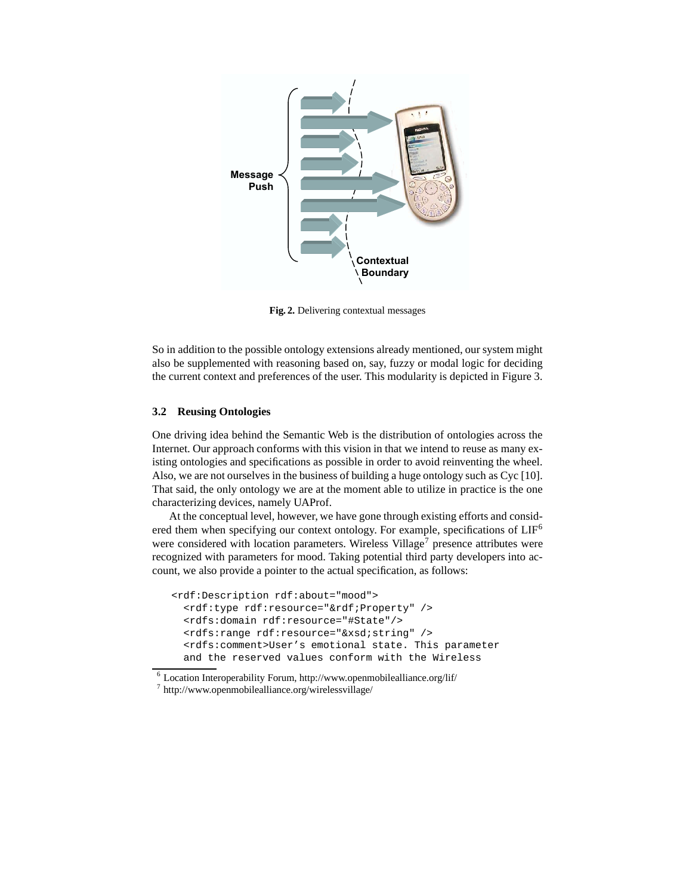Fig. 2. Delivering contextual messages

So in addition to the possible ontology extensions already mentioned, our system might also be supplemented with reasoning based on, say, fuzzy or modal logic for deciding the current context and preferences of the user. This modularity is depicted in Figure 3.

### 3.2 Reusing Ontologies

One driving idea behind the Semantic Web is the distribution of ontologies across the Internet. Our approach conforms with this vision in that we intend to reuse as many existing ontologies and specifications as possible in order to avoid reinventing the wheel. Also, we are not ourselves in the business of building a huge ontology such as Cyc [10]. That said, the only ontology we are at the moment able to utilize in practice is the one characterizing devices, namely UAProf.

At the conceptual level, however, we have gone through existing efforts and considered them when specifying our context ontology. For example, specifications of LIF[6] were considered with location parameters. Wireless Village[7] presence attributes were recognized with parameters for mood. Taking potential third party developers into account, we also provide a pointer to the actual specification, as follows:

```
<rdf:Description rdf:about="mood">
  <rdf:type rdf:resource="&rdf;Property" />
  <rdfs:domain rdf:resource="#State"/>
  <rdfs:range rdf:resource="&xsd;string" />
  <rdfs:comment>User's emotional state. This parameter
  and the reserved values conform with the Wireless
```

[6] Location Interoperability Forum, http://www.openmobilealliance.org/lif/

[7] http://www.openmobilealliance.org/wirelessvillage/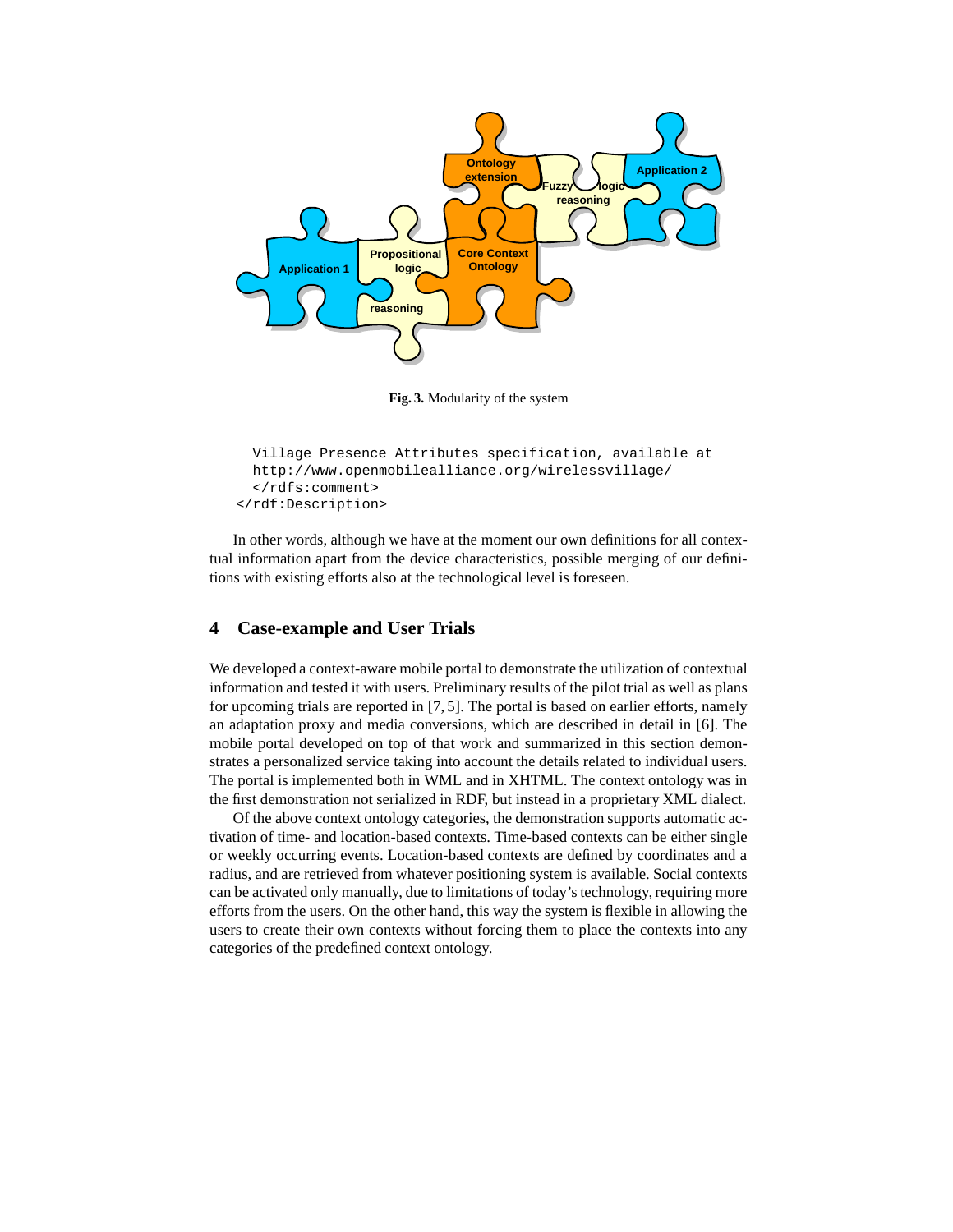**Fig. 3.** Modularity of the system

```
  Village Presence Attributes specification, available at
  http://www.openmobilealliance.org/wirelessvillage/
  </rdfs:comment>
</rdf:Description>
```

In other words, although we have at the moment our own definitions for all contextual information apart from the device characteristics, possible merging of our definitions with existing efforts also at the technological level is foreseen.

## 4 Case-example and User Trials

We developed a context-aware mobile portal to demonstrate the utilization of contextual information and tested it with users. Preliminary results of the pilot trial as well as plans for upcoming trials are reported in [7, 5]. The portal is based on earlier efforts, namely an adaptation proxy and media conversions, which are described in detail in [6]. The mobile portal developed on top of that work and summarized in this section demonstrates a personalized service taking into account the details related to individual users. The portal is implemented both in WML and in XHTML. The context ontology was in the first demonstration not serialized in RDF, but instead in a proprietary XML dialect.

Of the above context ontology categories, the demonstration supports automatic activation of time- and location-based contexts. Time-based contexts can be either single or weekly occurring events. Location-based contexts are defined by coordinates and a radius, and are retrieved from whatever positioning system is available. Social contexts can be activated only manually, due to limitations of today's technology, requiring more efforts from the users. On the other hand, this way the system is flexible in allowing the users to create their own contexts without forcing them to place the contexts into any categories of the predefined context ontology.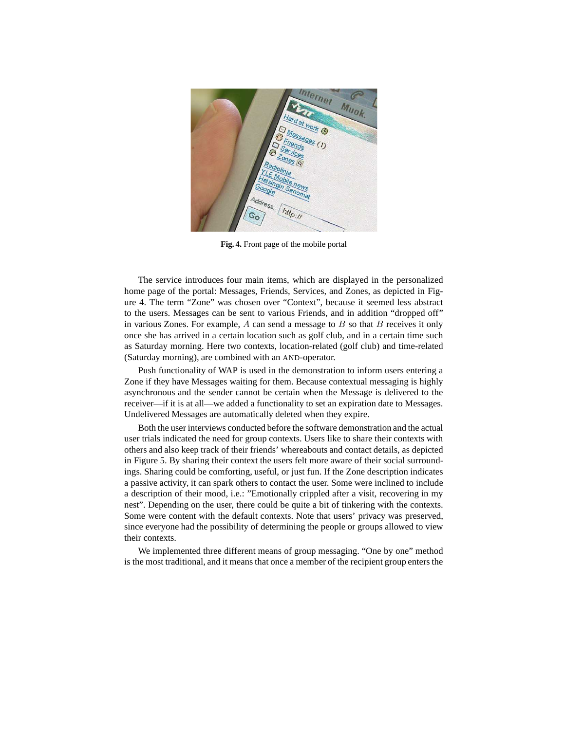Fig. 4. Front page of the mobile portal

The service introduces four main items, which are displayed in the personalized home page of the portal: Messages, Friends, Services, and Zones, as depicted in Figure 4. The term “Zone” was chosen over “Context”, because it seemed less abstract to the users. Messages can be sent to various Friends, and in addition “dropped off” in various Zones. For example, $A$ can send a message to $B$ so that $B$ receives it only once she has arrived in a certain location such as golf club, and in a certain time such as Saturday morning. Here two contexts, location-related (golf club) and time-related (Saturday morning), are combined with an AND-operator.

Push functionality of WAP is used in the demonstration to inform users entering a Zone if they have Messages waiting for them. Because contextual messaging is highly asynchronous and the sender cannot be certain when the Message is delivered to the receiver—if it is at all—we added a functionality to set an expiration date to Messages. Undelivered Messages are automatically deleted when they expire.

Both the user interviews conducted before the software demonstration and the actual user trials indicated the need for group contexts. Users like to share their contexts with others and also keep track of their friends' whereabouts and contact details, as depicted in Figure 5. By sharing their context the users felt more aware of their social surroundings. Sharing could be comforting, useful, or just fun. If the Zone description indicates a passive activity, it can spark others to contact the user. Some were inclined to include a description of their mood, i.e.: ”Emotionally crippled after a visit, recovering in my nest”. Depending on the user, there could be quite a bit of tinkering with the contexts. Some were content with the default contexts. Note that users' privacy was preserved, since everyone had the possibility of determining the people or groups allowed to view their contexts.

We implemented three different means of group messaging. “One by one” method is the most traditional, and it means that once a member of the recipient group enters the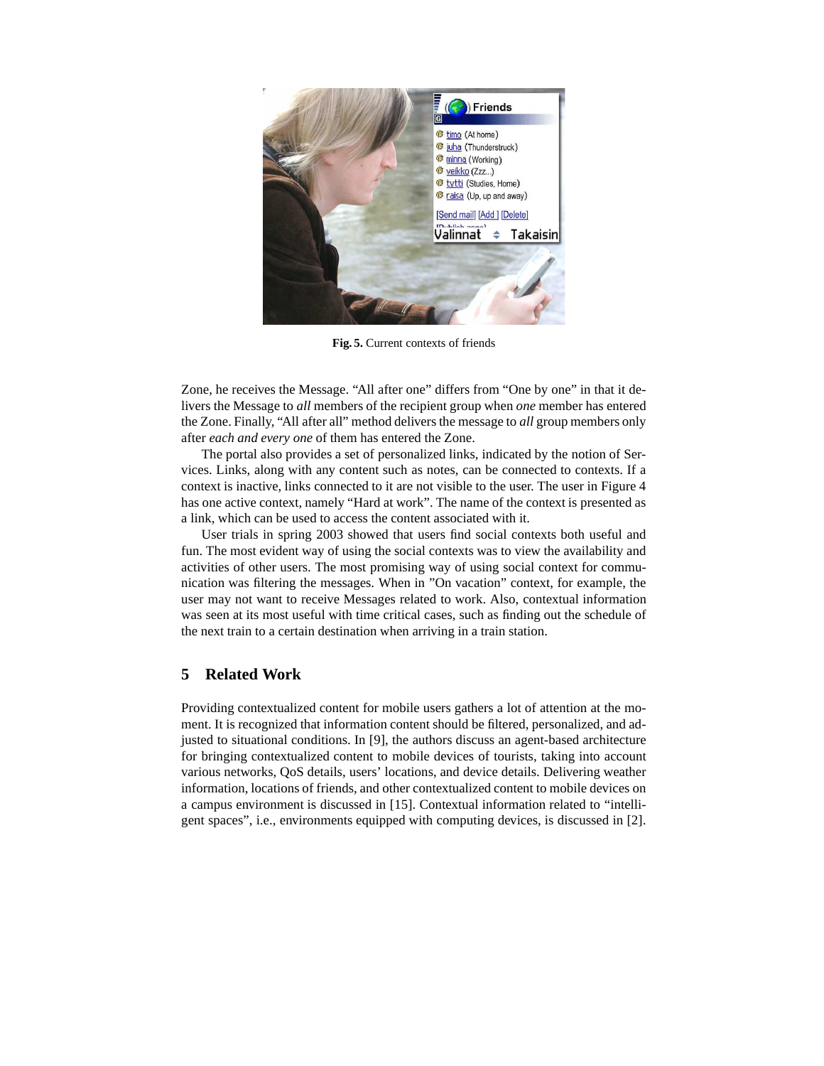**Fig. 5.** Current contexts of friends

Zone, he receives the Message. "All after one" differs from "One by one" in that it delivers the Message to *all* members of the recipient group when *one* member has entered the Zone. Finally, "All after all" method delivers the message to *all* group members only after *each and every one* of them has entered the Zone.

The portal also provides a set of personalized links, indicated by the notion of Services. Links, along with any content such as notes, can be connected to contexts. If a context is inactive, links connected to it are not visible to the user. The user in Figure 4 has one active context, namely "Hard at work". The name of the context is presented as a link, which can be used to access the content associated with it.

User trials in spring 2003 showed that users find social contexts both useful and fun. The most evident way of using the social contexts was to view the availability and activities of other users. The most promising way of using social context for communication was filtering the messages. When in "On vacation" context, for example, the user may not want to receive Messages related to work. Also, contextual information was seen at its most useful with time critical cases, such as finding out the schedule of the next train to a certain destination when arriving in a train station.

## 5 Related Work

Providing contextualized content for mobile users gathers a lot of attention at the moment. It is recognized that information content should be filtered, personalized, and adjusted to situational conditions. In [9], the authors discuss an agent-based architecture for bringing contextualized content to mobile devices of tourists, taking into account various networks, QoS details, users' locations, and device details. Delivering weather information, locations of friends, and other contextualized content to mobile devices on a campus environment is discussed in [15]. Contextual information related to "intelligent spaces", i.e., environments equipped with computing devices, is discussed in [2].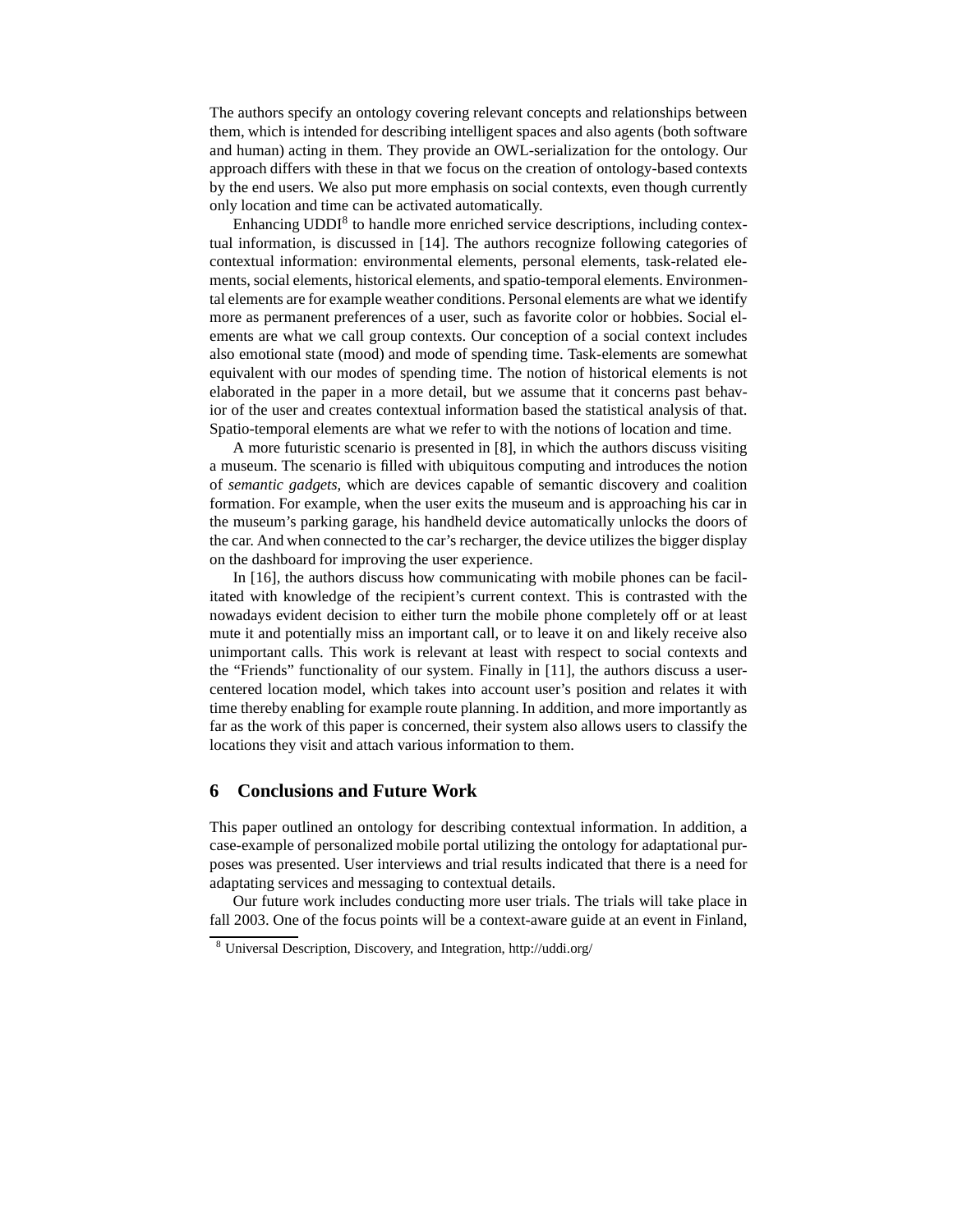The authors specify an ontology covering relevant concepts and relationships between them, which is intended for describing intelligent spaces and also agents (both software and human) acting in them. They provide an OWL-serialization for the ontology. Our approach differs with these in that we focus on the creation of ontology-based contexts by the end users. We also put more emphasis on social contexts, even though currently only location and time can be activated automatically.

Enhancing UDDI[8] to handle more enriched service descriptions, including contextual information, is discussed in [14]. The authors recognize following categories of contextual information: environmental elements, personal elements, task-related elements, social elements, historical elements, and spatio-temporal elements. Environmental elements are for example weather conditions. Personal elements are what we identify more as permanent preferences of a user, such as favorite color or hobbies. Social elements are what we call group contexts. Our conception of a social context includes also emotional state (mood) and mode of spending time. Task-elements are somewhat equivalent with our modes of spending time. The notion of historical elements is not elaborated in the paper in a more detail, but we assume that it concerns past behavior of the user and creates contextual information based the statistical analysis of that. Spatio-temporal elements are what we refer to with the notions of location and time.

A more futuristic scenario is presented in [8], in which the authors discuss visiting a museum. The scenario is filled with ubiquitous computing and introduces the notion of *semantic gadgets*, which are devices capable of semantic discovery and coalition formation. For example, when the user exits the museum and is approaching his car in the museum's parking garage, his handheld device automatically unlocks the doors of the car. And when connected to the car's recharger, the device utilizes the bigger display on the dashboard for improving the user experience.

In [16], the authors discuss how communicating with mobile phones can be facilitated with knowledge of the recipient's current context. This is contrasted with the nowadays evident decision to either turn the mobile phone completely off or at least mute it and potentially miss an important call, or to leave it on and likely receive also unimportant calls. This work is relevant at least with respect to social contexts and the "Friends" functionality of our system. Finally in [11], the authors discuss a user-centered location model, which takes into account user's position and relates it with time thereby enabling for example route planning. In addition, and more importantly as far as the work of this paper is concerned, their system also allows users to classify the locations they visit and attach various information to them.

## 6 Conclusions and Future Work

This paper outlined an ontology for describing contextual information. In addition, a case-example of personalized mobile portal utilizing the ontology for adaptational purposes was presented. User interviews and trial results indicated that there is a need for adaptating services and messaging to contextual details.

Our future work includes conducting more user trials. The trials will take place in fall 2003. One of the focus points will be a context-aware guide at an event in Finland,

[8] Universal Description, Discovery, and Integration, http://uddi.org/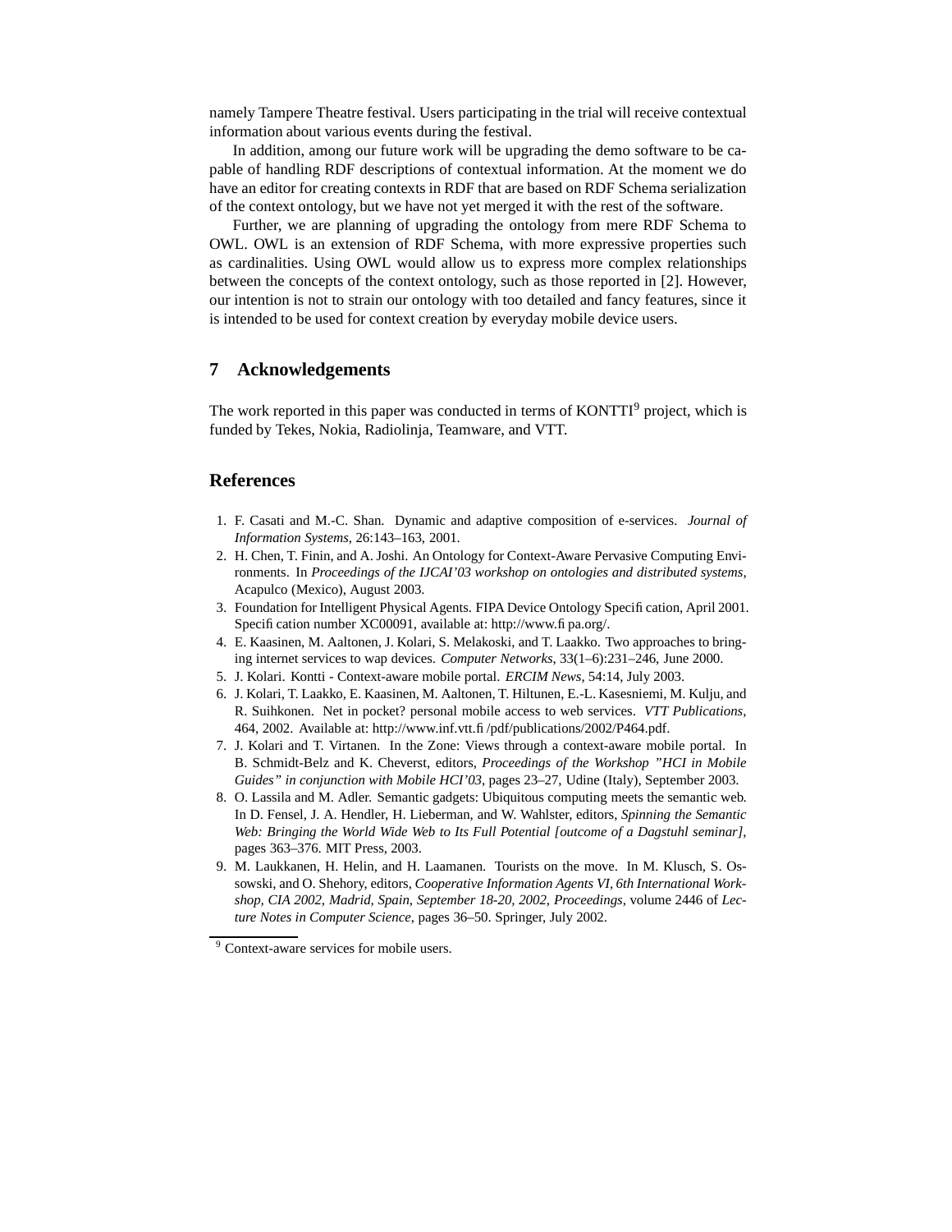namely Tampere Theatre festival. Users participating in the trial will receive contextual information about various events during the festival.

In addition, among our future work will be upgrading the demo software to be capable of handling RDF descriptions of contextual information. At the moment we do have an editor for creating contexts in RDF that are based on RDF Schema serialization of the context ontology, but we have not yet merged it with the rest of the software.

Further, we are planning of upgrading the ontology from mere RDF Schema to OWL. OWL is an extension of RDF Schema, with more expressive properties such as cardinalities. Using OWL would allow us to express more complex relationships between the concepts of the context ontology, such as those reported in [2]. However, our intention is not to strain our ontology with too detailed and fancy features, since it is intended to be used for context creation by everyday mobile device users.

## 7 Acknowledgements

The work reported in this paper was conducted in terms of KONTTI[9] project, which is funded by Tekes, Nokia, Radiolinja, Teamware, and VTT.

## References

1. F. Casati and M.-C. Shan. Dynamic and adaptive composition of e-services. *Journal of Information Systems*, 26:143–163, 2001.
2. H. Chen, T. Finin, and A. Joshi. An Ontology for Context-Aware Pervasive Computing Environments. In *Proceedings of the IJCAI'03 workshop on ontologies and distributed systems*, Acapulco (Mexico), August 2003.
3. Foundation for Intelligent Physical Agents. FIPA Device Ontology Specification, April 2001. Specification number XC00091, available at: http://www.fipa.org/.
4. E. Kaasinen, M. Aaltonen, J. Kolari, S. Melakoski, and T. Laakko. Two approaches to bringing internet services to wap devices. *Computer Networks*, 33(1–6):231–246, June 2000.
5. J. Kolari. Kontti - Context-aware mobile portal. *ERCIM News*, 54:14, July 2003.
6. J. Kolari, T. Laakko, E. Kaasinen, M. Aaltonen, T. Hiltunen, E.-L. Kasesniemi, M. Kulju, and R. Suihkonen. Net in pocket? personal mobile access to web services. *VTT Publications*, 464, 2002. Available at: http://www.inf.vtt.fi/pdf/publications/2002/P464.pdf.
7. J. Kolari and T. Virtanen. In the Zone: Views through a context-aware mobile portal. In B. Schmidt-Belz and K. Cheverst, editors, *Proceedings of the Workshop "HCI in Mobile Guides" in conjunction with Mobile HCI'03*, pages 23–27, Udine (Italy), September 2003.
8. O. Lassila and M. Adler. Semantic gadgets: Ubiquitous computing meets the semantic web. In D. Fensel, J. A. Hendler, H. Lieberman, and W. Wahlster, editors, *Spinning the Semantic Web: Bringing the World Wide Web to Its Full Potential [outcome of a Dagstuhl seminar]*, pages 363–376. MIT Press, 2003.
9. M. Laukkanen, H. Helin, and H. Laamanen. Tourists on the move. In M. Klusch, S. Ossowski, and O. Shehory, editors, *Cooperative Information Agents VI, 6th International Workshop, CIA 2002, Madrid, Spain, September 18-20, 2002, Proceedings*, volume 2446 of *Lecture Notes in Computer Science*, pages 36–50. Springer, July 2002.

[9] Context-aware services for mobile users.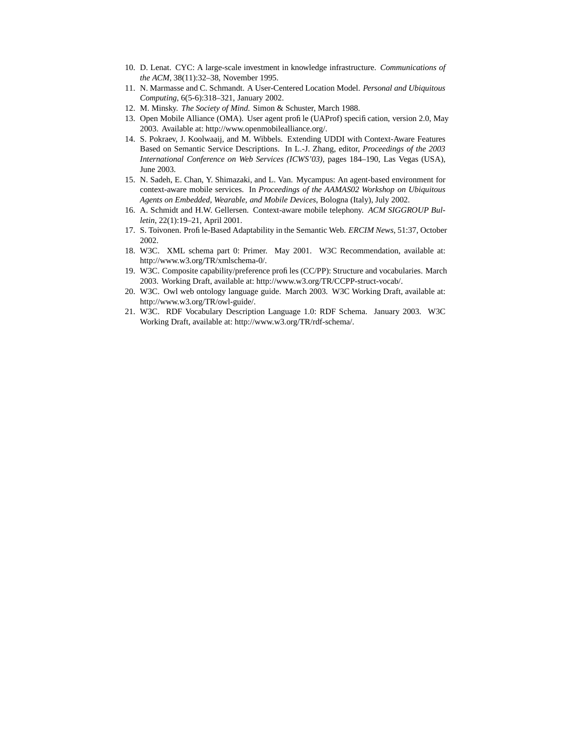10. D. Lenat. CYC: A large-scale investment in knowledge infrastructure. *Communications of the ACM*, 38(11):32–38, November 1995.
11. N. Marmasse and C. Schmandt. A User-Centered Location Model. *Personal and Ubiquitous Computing*, 6(5-6):318–321, January 2002.
12. M. Minsky. *The Society of Mind*. Simon & Schuster, March 1988.
13. Open Mobile Alliance (OMA). User agent profile (UAProf) specification, version 2.0, May 2003. Available at: http://www.openmobilealliance.org/.
14. S. Pokraev, J. Koolwaaij, and M. Wibbels. Extending UDDI with Context-Aware Features Based on Semantic Service Descriptions. In L.-J. Zhang, editor, *Proceedings of the 2003 International Conference on Web Services (ICWS'03)*, pages 184–190, Las Vegas (USA), June 2003.
15. N. Sadeh, E. Chan, Y. Shimazaki, and L. Van. Mycampus: An agent-based environment for context-aware mobile services. In *Proceedings of the AAMAS02 Workshop on Ubiquitous Agents on Embedded, Wearable, and Mobile Devices*, Bologna (Italy), July 2002.
16. A. Schmidt and H.W. Gellersen. Context-aware mobile telephony. *ACM SIGGROUP Bulletin*, 22(1):19–21, April 2001.
17. S. Toivonen. Profile-Based Adaptability in the Semantic Web. *ERCIM News*, 51:37, October 2002.
18. W3C. XML schema part 0: Primer. May 2001. W3C Recommendation, available at: http://www.w3.org/TR/xmlschema-0/.
19. W3C. Composite capability/preference profiles (CC/PP): Structure and vocabularies. March 2003. Working Draft, available at: http://www.w3.org/TR/CCPP-struct-vocab/.
20. W3C. Owl web ontology language guide. March 2003. W3C Working Draft, available at: http://www.w3.org/TR/owl-guide/.
21. W3C. RDF Vocabulary Description Language 1.0: RDF Schema. January 2003. W3C Working Draft, available at: http://www.w3.org/TR/rdf-schema/.